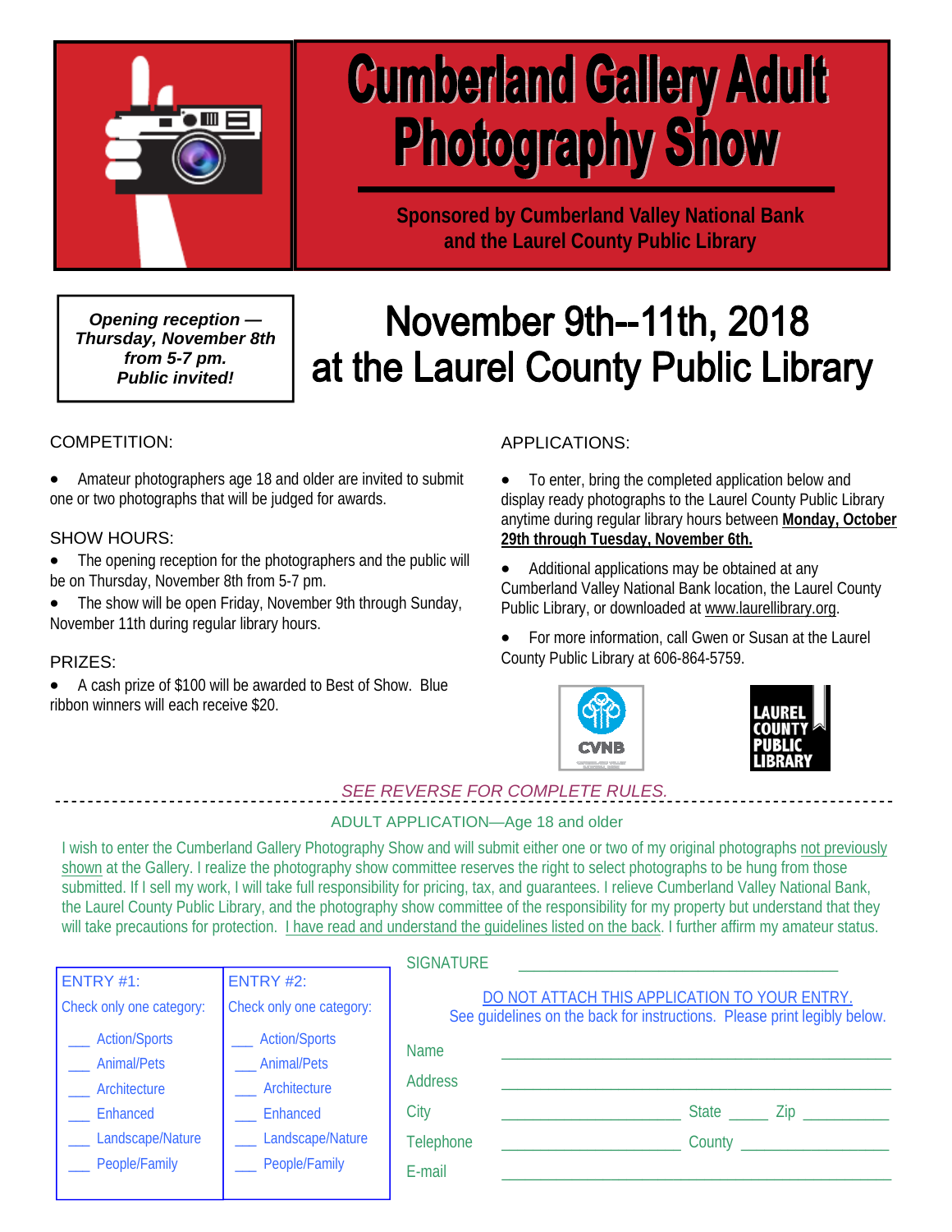# Cumberland Gallery Adult Photography Show

**Sponsored by Cumberland Valley National Bank and the Laurel County Public Library**

***Opening reception — Thursday, November 8th from 5-7 pm. Public invited!***

## November 9th--11th, 2018 at the Laurel County Public Library

COMPETITION:

- Amateur photographers age 18 and older are invited to submit one or two photographs that will be judged for awards.

SHOW HOURS:

- The opening reception for the photographers and the public will be on Thursday, November 8th from 5-7 pm.
- The show will be open Friday, November 9th through Sunday, November 11th during regular library hours.

PRIZES:

- A cash prize of $100 will be awarded to Best of Show. Blue ribbon winners will each receive $20.

APPLICATIONS:

- To enter, bring the completed application below and display ready photographs to the Laurel County Public Library anytime during regular library hours between **Monday, October 29th through Tuesday, November 6th.**
- Additional applications may be obtained at any Cumberland Valley National Bank location, the Laurel County Public Library, or downloaded at www.laurellibrary.org.
- For more information, call Gwen or Susan at the Laurel County Public Library at 606-864-5759.

CVNB

LAUREL COUNTY PUBLIC LIBRARY

*SEE REVERSE FOR COMPLETE RULES.*

---

ADULT APPLICATION—Age 18 and older

I wish to enter the Cumberland Gallery Photography Show and will submit either one or two of my original photographs not previously shown at the Gallery. I realize the photography show committee reserves the right to select photographs to be hung from those submitted. If I sell my work, I will take full responsibility for pricing, tax, and guarantees. I relieve Cumberland Valley National Bank, the Laurel County Public Library, and the photography show committee of the responsibility for my property but understand that they will take precautions for protection. I have read and understand the guidelines listed on the back. I further affirm my amateur status.

SIGNATURE ______________________________

| ENTRY #1: | ENTRY #2: |
|---|---|
| Check only one category: | Check only one category: |
| ___ Action/Sports | ___ Action/Sports |
| ___ Animal/Pets | ___ Animal/Pets |
| ___ Architecture | ___ Architecture |
| ___ Enhanced | ___ Enhanced |
| ___ Landscape/Nature | ___ Landscape/Nature |
| ___ People/Family | ___ People/Family |

DO NOT ATTACH THIS APPLICATION TO YOUR ENTRY.
See guidelines on the back for instructions. Please print legibly below.

Name ______________________________

Address ______________________________

City ________________ State _____ Zip __________

Telephone ________________ County ________________

E-mail ______________________________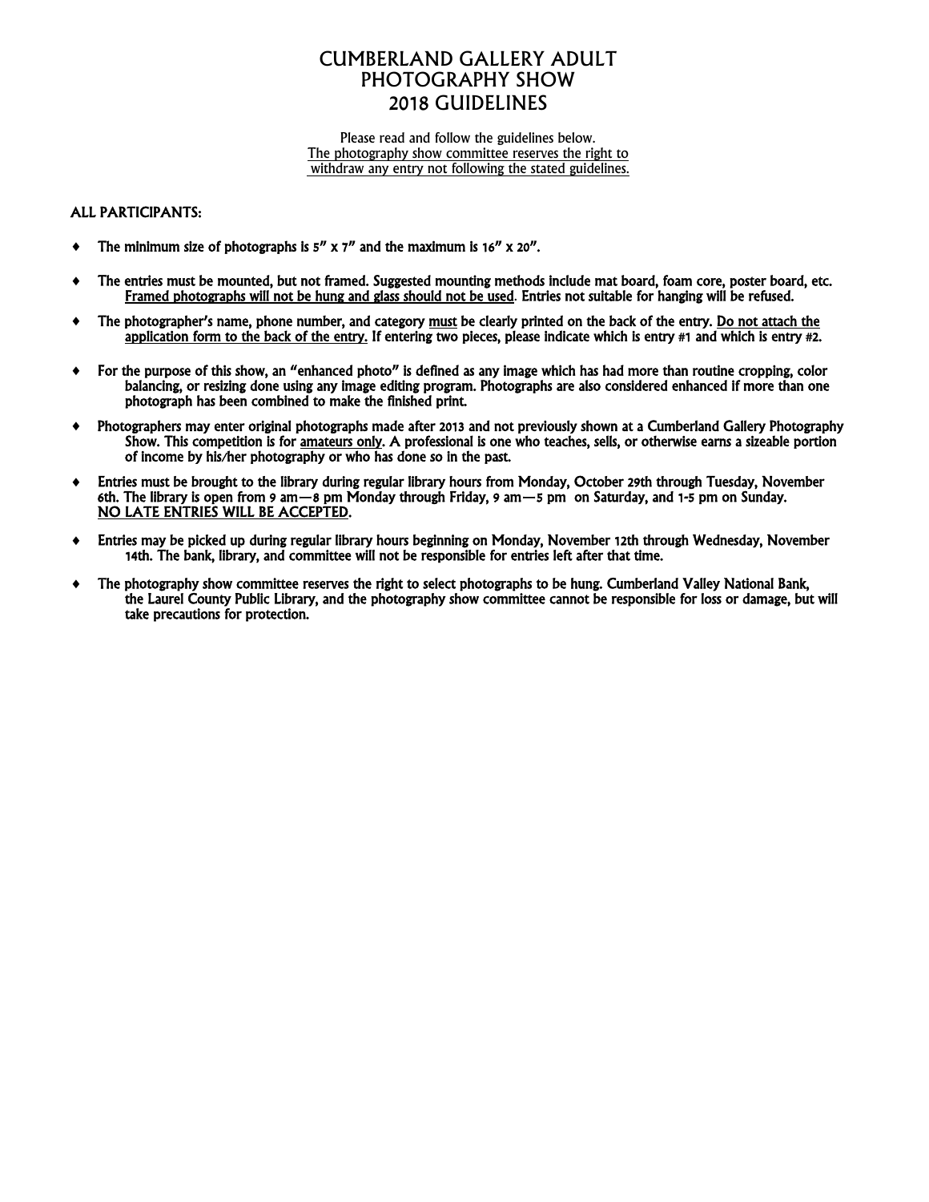# CUMBERLAND GALLERY ADULT PHOTOGRAPHY SHOW 2018 GUIDELINES

Please read and follow the guidelines below.
The photography show committee reserves the right to withdraw any entry not following the stated guidelines.

**ALL PARTICIPANTS:**

- **The minimum size of photographs is 5" x 7" and the maximum is 16" x 20".**
- **The entries must be mounted, but not framed. Suggested mounting methods include mat board, foam core, poster board, etc. Framed photographs will not be hung and glass should not be used. Entries not suitable for hanging will be refused.**
- **The photographer's name, phone number, and category must be clearly printed on the back of the entry. Do not attach the application form to the back of the entry. If entering two pieces, please indicate which is entry #1 and which is entry #2.**
- **For the purpose of this show, an "enhanced photo" is defined as any image which has had more than routine cropping, color balancing, or resizing done using any image editing program. Photographs are also considered enhanced if more than one photograph has been combined to make the finished print.**
- **Photographers may enter original photographs made after 2013 and not previously shown at a Cumberland Gallery Photography Show. This competition is for amateurs only. A professional is one who teaches, sells, or otherwise earns a sizeable portion of income by his/her photography or who has done so in the past.**
- **Entries must be brought to the library during regular library hours from Monday, October 29th through Tuesday, November 6th. The library is open from 9 am—8 pm Monday through Friday, 9 am—5 pm on Saturday, and 1-5 pm on Sunday. NO LATE ENTRIES WILL BE ACCEPTED.**
- **Entries may be picked up during regular library hours beginning on Monday, November 12th through Wednesday, November 14th. The bank, library, and committee will not be responsible for entries left after that time.**
- **The photography show committee reserves the right to select photographs to be hung. Cumberland Valley National Bank, the Laurel County Public Library, and the photography show committee cannot be responsible for loss or damage, but will take precautions for protection.**